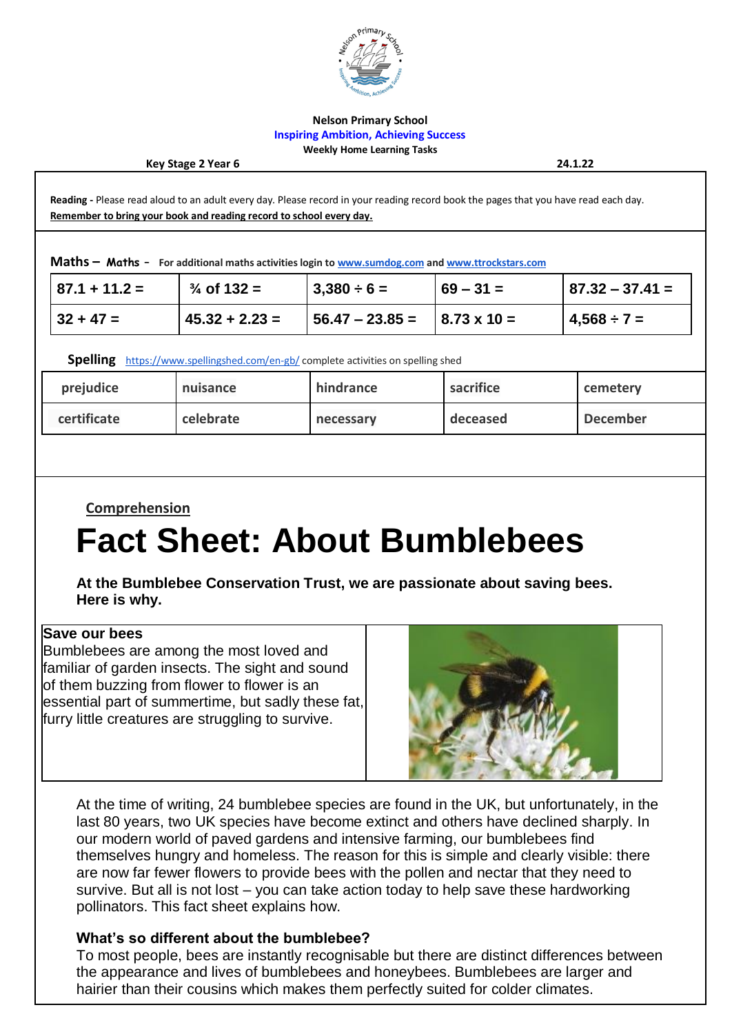**Nelson Primary School**
**Inspiring Ambition, Achieving Success**
**Weekly Home Learning Tasks**

**Key Stage 2 Year 6** **24.1.22**

**Reading -** Please read aloud to an adult every day. Please record in your reading record book the pages that you have read each day.
**Remember to bring your book and reading record to school every day.**

**Maths – Maths - For additional maths activities login to www.sumdog.com and www.ttrockstars.com**

| 87.1 + 11.2 = | ¾ of 132 = | 3,380 ÷ 6 = | 69 – 31 = | 87.32 – 37.41 = |
|---|---|---|---|---|
| 32 + 47 = | 45.32 + 2.23 = | 56.47 – 23.85 = | 8.73 x 10 = | 4,568 ÷ 7 = |

**Spelling** https://www.spellingshed.com/en-gb/ complete activities on spelling shed

| prejudice | nuisance | hindrance | sacrifice | cemetery |
|---|---|---|---|---|
| certificate | celebrate | necessary | deceased | December |

**Comprehension**

# Fact Sheet: About Bumblebees

**At the Bumblebee Conservation Trust, we are passionate about saving bees. Here is why.**

**Save our bees**
Bumblebees are among the most loved and familiar of garden insects. The sight and sound of them buzzing from flower to flower is an essential part of summertime, but sadly these fat, furry little creatures are struggling to survive.

At the time of writing, 24 bumblebee species are found in the UK, but unfortunately, in the last 80 years, two UK species have become extinct and others have declined sharply. In our modern world of paved gardens and intensive farming, our bumblebees find themselves hungry and homeless. The reason for this is simple and clearly visible: there are now far fewer flowers to provide bees with the pollen and nectar that they need to survive. But all is not lost – you can take action today to help save these hardworking pollinators. This fact sheet explains how.

### What's so different about the bumblebee?

To most people, bees are instantly recognisable but there are distinct differences between the appearance and lives of bumblebees and honeybees. Bumblebees are larger and hairier than their cousins which makes them perfectly suited for colder climates.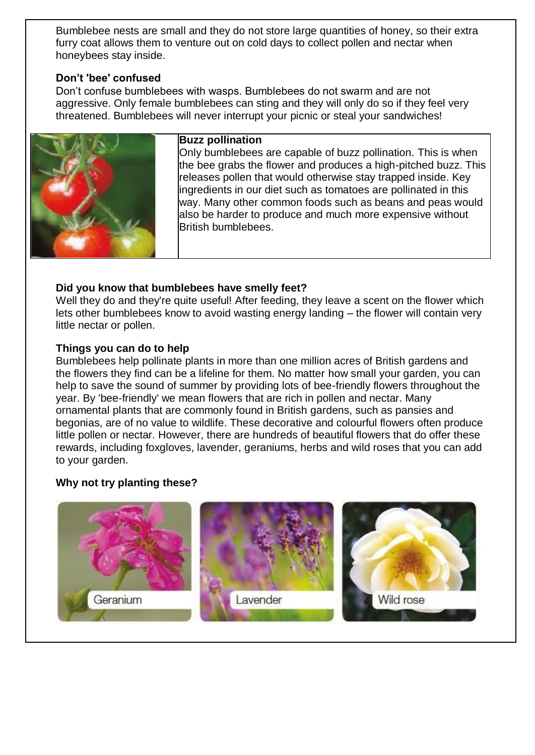Bumblebee nests are small and they do not store large quantities of honey, so their extra furry coat allows them to venture out on cold days to collect pollen and nectar when honeybees stay inside.

**Don't 'bee' confused**

Don't confuse bumblebees with wasps. Bumblebees do not swarm and are not aggressive. Only female bumblebees can sting and they will only do so if they feel very threatened. Bumblebees will never interrupt your picnic or steal your sandwiches!

**Buzz pollination**

Only bumblebees are capable of buzz pollination. This is when the bee grabs the flower and produces a high-pitched buzz. This releases pollen that would otherwise stay trapped inside. Key ingredients in our diet such as tomatoes are pollinated in this way. Many other common foods such as beans and peas would also be harder to produce and much more expensive without British bumblebees.

**Did you know that bumblebees have smelly feet?**

Well they do and they're quite useful! After feeding, they leave a scent on the flower which lets other bumblebees know to avoid wasting energy landing – the flower will contain very little nectar or pollen.

**Things you can do to help**

Bumblebees help pollinate plants in more than one million acres of British gardens and the flowers they find can be a lifeline for them. No matter how small your garden, you can help to save the sound of summer by providing lots of bee-friendly flowers throughout the year. By 'bee-friendly' we mean flowers that are rich in pollen and nectar. Many ornamental plants that are commonly found in British gardens, such as pansies and begonias, are of no value to wildlife. These decorative and colourful flowers often produce little pollen or nectar. However, there are hundreds of beautiful flowers that do offer these rewards, including foxgloves, lavender, geraniums, herbs and wild roses that you can add to your garden.

**Why not try planting these?**

Geranium

Lavender

Wild rose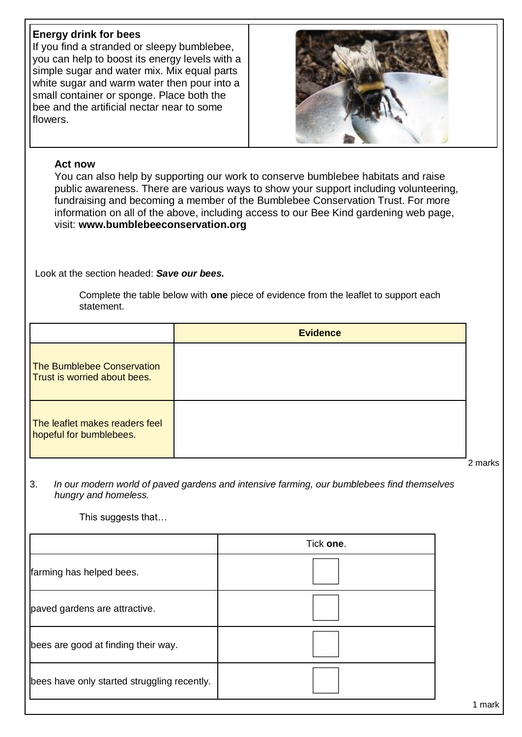**Energy drink for bees**
If you find a stranded or sleepy bumblebee, you can help to boost its energy levels with a simple sugar and water mix. Mix equal parts white sugar and warm water then pour into a small container or sponge. Place both the bee and the artificial nectar near to some flowers.

**Act now**
You can also help by supporting our work to conserve bumblebee habitats and raise public awareness. There are various ways to show your support including volunteering, fundraising and becoming a member of the Bumblebee Conservation Trust. For more information on all of the above, including access to our Bee Kind gardening web page, visit: **www.bumblebeeconservation.org**

Look at the section headed: ***Save our bees.***

Complete the table below with **one** piece of evidence from the leaflet to support each statement.

| | **Evidence** |
|---|---|
| The Bumblebee Conservation Trust is worried about bees. | |
| The leaflet makes readers feel hopeful for bumblebees. | |

2 marks

3. *In our modern world of paved gardens and intensive farming, our bumblebees find themselves hungry and homeless.*

This suggests that…

| | Tick **one**. |
|---|---|
| farming has helped bees. | ☐ |
| paved gardens are attractive. | ☐ |
| bees are good at finding their way. | ☐ |
| bees have only started struggling recently. | ☐ |

1 mark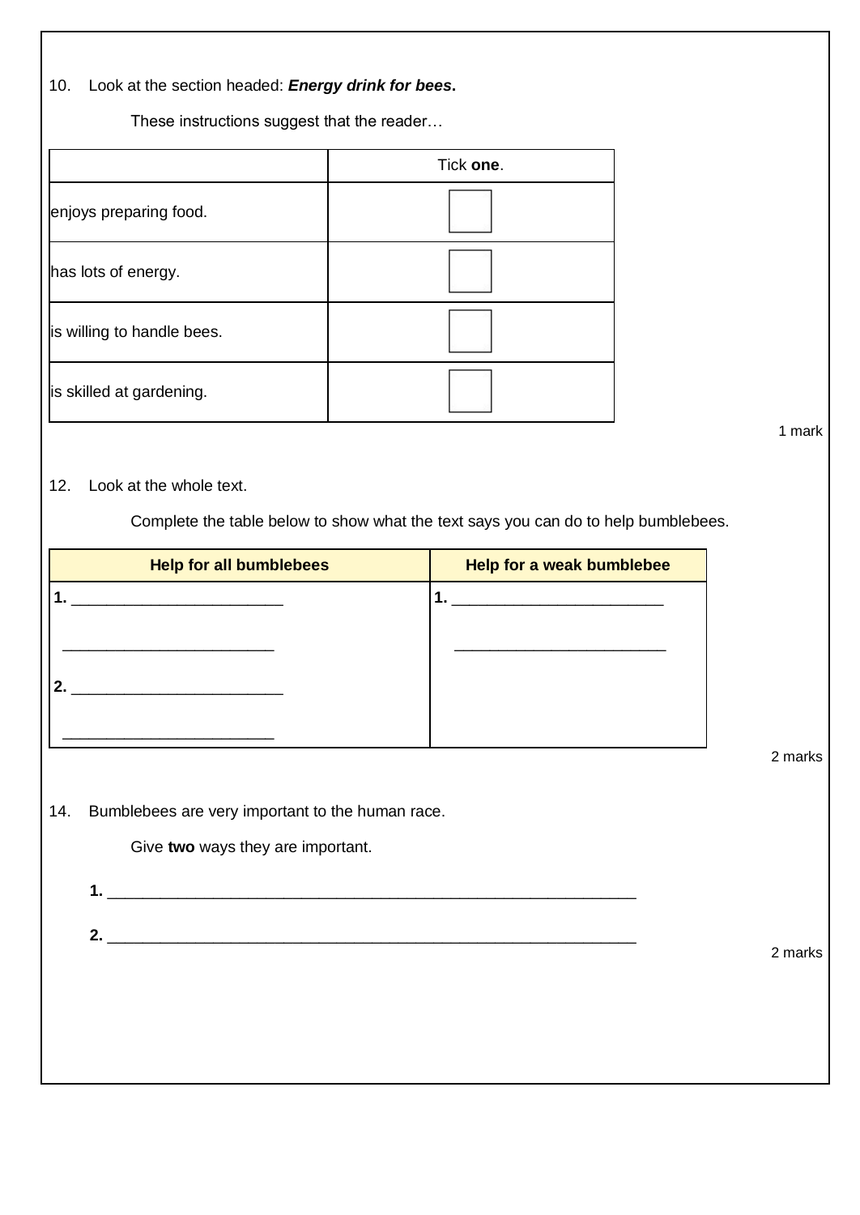10. Look at the section headed: ***Energy drink for bees*.**

These instructions suggest that the reader…

| | Tick **one**. |
|---|---|
| enjoys preparing food. | ☐ |
| has lots of energy. | ☐ |
| is willing to handle bees. | ☐ |
| is skilled at gardening. | ☐ |

1 mark

12. Look at the whole text.

Complete the table below to show what the text says you can do to help bumblebees.

| Help for all bumblebees | Help for a weak bumblebee |
|---|---|
| **1.** ________________________ ________________________ **2.** ________________________ ________________________ | **1.** ________________________ ________________________ |

2 marks

14. Bumblebees are very important to the human race.

Give **two** ways they are important.

**1.** ____________________________________________________________

**2.** ____________________________________________________________

2 marks